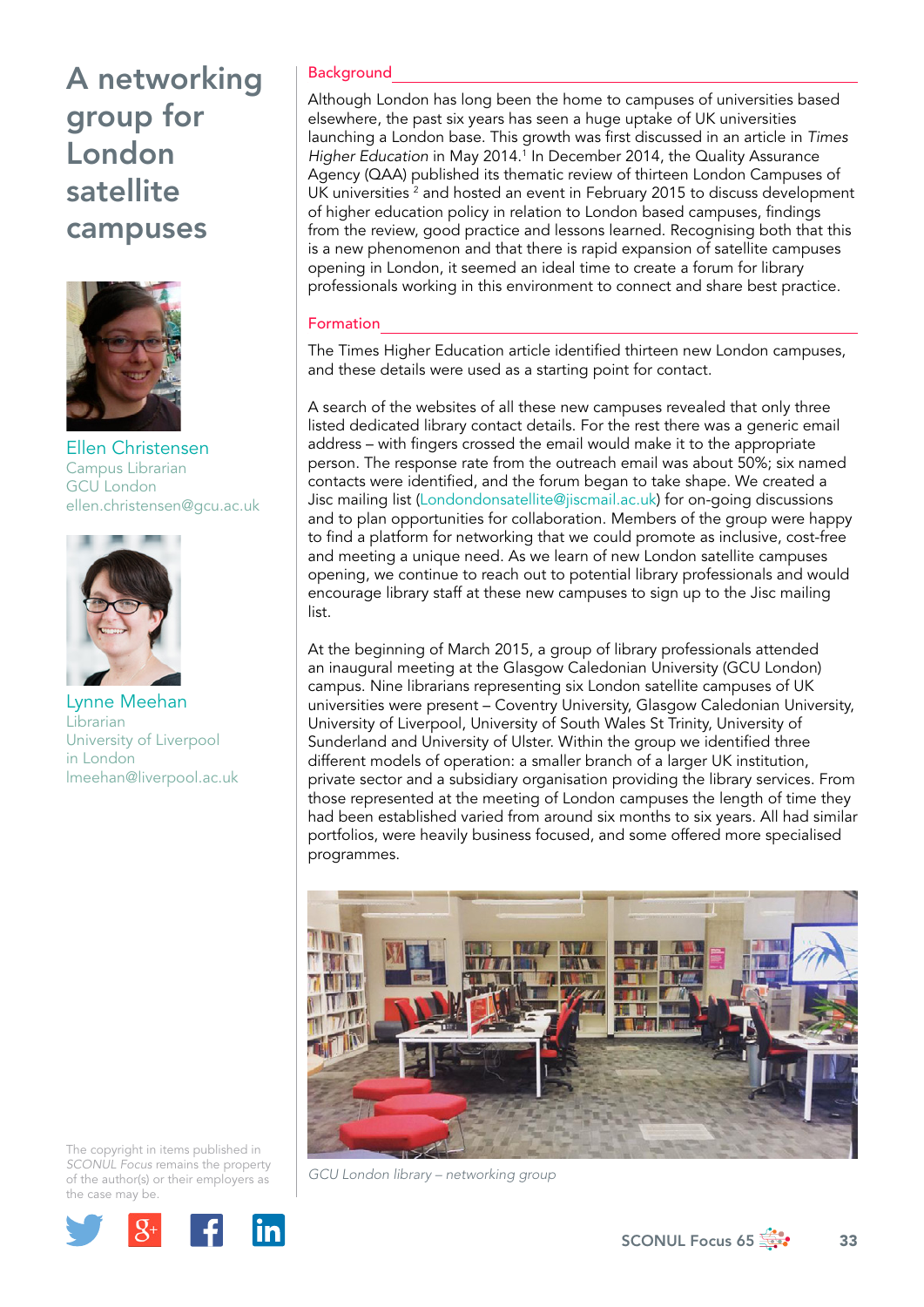# A networking group for London satellite campuses

Ellen Christensen
Campus Librarian
GCU London
ellen.christensen@gcu.ac.uk

Lynne Meehan
Librarian
University of Liverpool in London
lmeehan@liverpool.ac.uk

## Background

Although London has long been the home to campuses of universities based elsewhere, the past six years has seen a huge uptake of UK universities launching a London base. This growth was first discussed in an article in *Times Higher Education* in May 2014.[1] In December 2014, the Quality Assurance Agency (QAA) published its thematic review of thirteen London Campuses of UK universities [2] and hosted an event in February 2015 to discuss development of higher education policy in relation to London based campuses, findings from the review, good practice and lessons learned. Recognising both that this is a new phenomenon and that there is rapid expansion of satellite campuses opening in London, it seemed an ideal time to create a forum for library professionals working in this environment to connect and share best practice.

## Formation

The Times Higher Education article identified thirteen new London campuses, and these details were used as a starting point for contact.

A search of the websites of all these new campuses revealed that only three listed dedicated library contact details. For the rest there was a generic email address – with fingers crossed the email would make it to the appropriate person. The response rate from the outreach email was about 50%; six named contacts were identified, and the forum began to take shape. We created a Jisc mailing list (Londondonsatellite@jiscmail.ac.uk) for on-going discussions and to plan opportunities for collaboration. Members of the group were happy to find a platform for networking that we could promote as inclusive, cost-free and meeting a unique need. As we learn of new London satellite campuses opening, we continue to reach out to potential library professionals and would encourage library staff at these new campuses to sign up to the Jisc mailing list.

At the beginning of March 2015, a group of library professionals attended an inaugural meeting at the Glasgow Caledonian University (GCU London) campus. Nine librarians representing six London satellite campuses of UK universities were present – Coventry University, Glasgow Caledonian University, University of Liverpool, University of South Wales St Trinity, University of Sunderland and University of Ulster. Within the group we identified three different models of operation: a smaller branch of a larger UK institution, private sector and a subsidiary organisation providing the library services. From those represented at the meeting of London campuses the length of time they had been established varied from around six months to six years. All had similar portfolios, were heavily business focused, and some offered more specialised programmes.

*GCU London library – networking group*

The copyright in items published in *SCONUL Focus* remains the property of the author(s) or their employers as the case may be.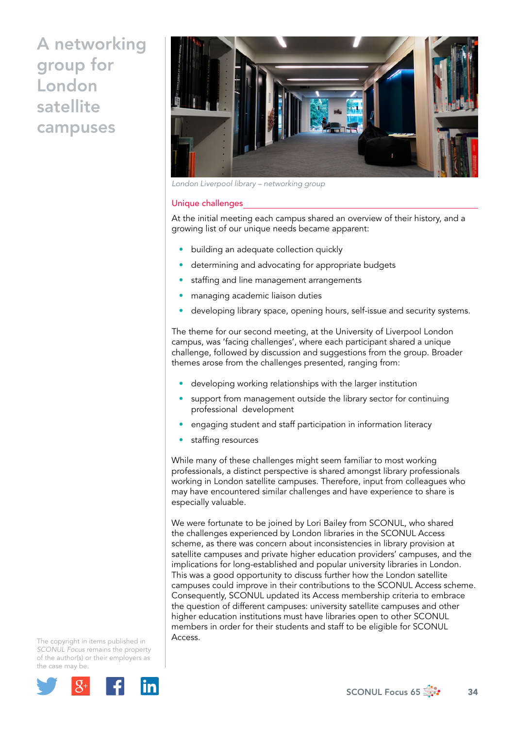# A networking group for London satellite campuses

*London Liverpool library – networking group*

## Unique challenges

At the initial meeting each campus shared an overview of their history, and a growing list of our unique needs became apparent:

- building an adequate collection quickly
- determining and advocating for appropriate budgets
- staffing and line management arrangements
- managing academic liaison duties
- developing library space, opening hours, self-issue and security systems.

The theme for our second meeting, at the University of Liverpool London campus, was 'facing challenges', where each participant shared a unique challenge, followed by discussion and suggestions from the group. Broader themes arose from the challenges presented, ranging from:

- developing working relationships with the larger institution
- support from management outside the library sector for continuing professional development
- engaging student and staff participation in information literacy
- staffing resources

While many of these challenges might seem familiar to most working professionals, a distinct perspective is shared amongst library professionals working in London satellite campuses. Therefore, input from colleagues who may have encountered similar challenges and have experience to share is especially valuable.

We were fortunate to be joined by Lori Bailey from SCONUL, who shared the challenges experienced by London libraries in the SCONUL Access scheme, as there was concern about inconsistencies in library provision at satellite campuses and private higher education providers' campuses, and the implications for long-established and popular university libraries in London. This was a good opportunity to discuss further how the London satellite campuses could improve in their contributions to the SCONUL Access scheme. Consequently, SCONUL updated its Access membership criteria to embrace the question of different campuses: university satellite campuses and other higher education institutions must have libraries open to other SCONUL members in order for their students and staff to be eligible for SCONUL Access.

The copyright in items published in *SCONUL Focus* remains the property of the author(s) or their employers as the case may be.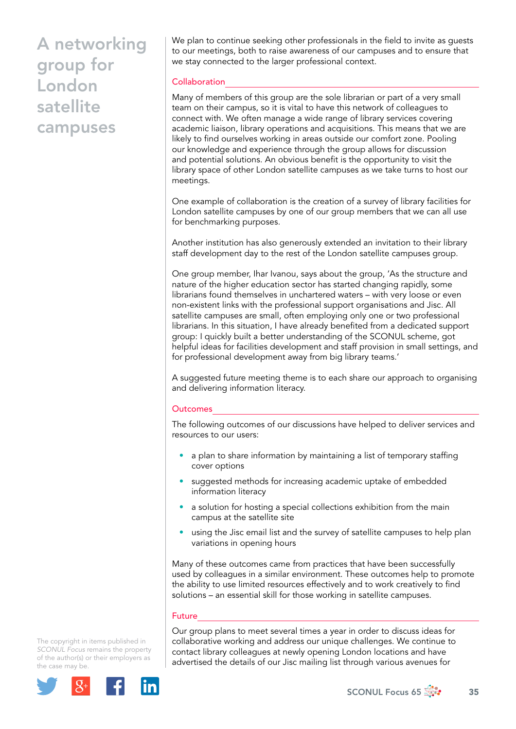We plan to continue seeking other professionals in the field to invite as guests to our meetings, both to raise awareness of our campuses and to ensure that we stay connected to the larger professional context.

## Collaboration

Many of members of this group are the sole librarian or part of a very small team on their campus, so it is vital to have this network of colleagues to connect with. We often manage a wide range of library services covering academic liaison, library operations and acquisitions. This means that we are likely to find ourselves working in areas outside our comfort zone. Pooling our knowledge and experience through the group allows for discussion and potential solutions. An obvious benefit is the opportunity to visit the library space of other London satellite campuses as we take turns to host our meetings.

One example of collaboration is the creation of a survey of library facilities for London satellite campuses by one of our group members that we can all use for benchmarking purposes.

Another institution has also generously extended an invitation to their library staff development day to the rest of the London satellite campuses group.

One group member, Ihar Ivanou, says about the group, 'As the structure and nature of the higher education sector has started changing rapidly, some librarians found themselves in unchartered waters – with very loose or even non-existent links with the professional support organisations and Jisc. All satellite campuses are small, often employing only one or two professional librarians. In this situation, I have already benefited from a dedicated support group: I quickly built a better understanding of the SCONUL scheme, got helpful ideas for facilities development and staff provision in small settings, and for professional development away from big library teams.'

A suggested future meeting theme is to each share our approach to organising and delivering information literacy.

## Outcomes

The following outcomes of our discussions have helped to deliver services and resources to our users:

- a plan to share information by maintaining a list of temporary staffing cover options
- suggested methods for increasing academic uptake of embedded information literacy
- a solution for hosting a special collections exhibition from the main campus at the satellite site
- using the Jisc email list and the survey of satellite campuses to help plan variations in opening hours

Many of these outcomes came from practices that have been successfully used by colleagues in a similar environment. These outcomes help to promote the ability to use limited resources effectively and to work creatively to find solutions – an essential skill for those working in satellite campuses.

## Future

Our group plans to meet several times a year in order to discuss ideas for collaborative working and address our unique challenges. We continue to contact library colleagues at newly opening London locations and have advertised the details of our Jisc mailing list through various avenues for

The copyright in items published in *SCONUL Focus* remains the property of the author(s) or their employers as the case may be.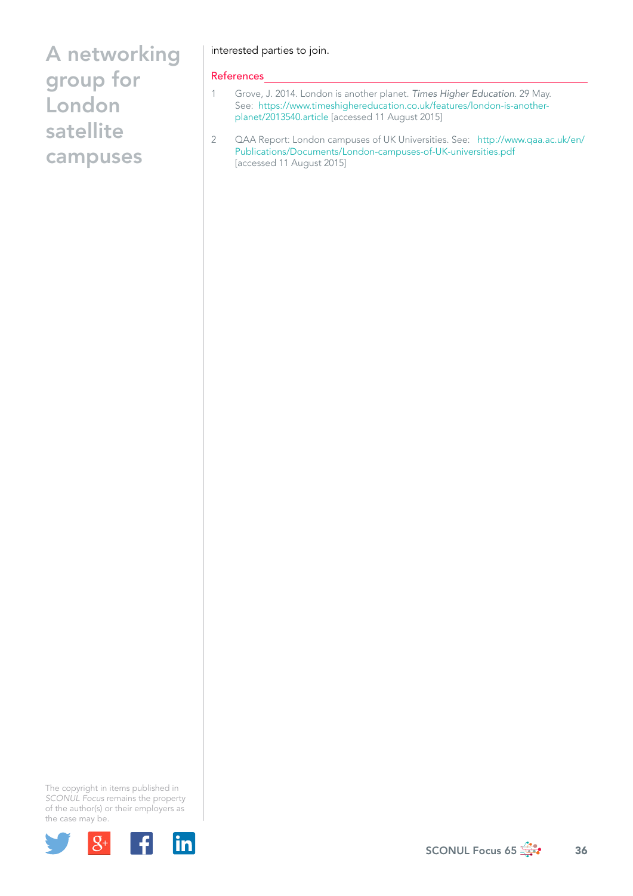interested parties to join.

## References

1. Grove, J. 2014. London is another planet. *Times Higher Education*. 29 May. See: https://www.timeshighereducation.co.uk/features/london-is-another-planet/2013540.article [accessed 11 August 2015]

2. QAA Report: London campuses of UK Universities. See: http://www.qaa.ac.uk/en/Publications/Documents/London-campuses-of-UK-universities.pdf [accessed 11 August 2015]

The copyright in items published in *SCONUL Focus* remains the property of the author(s) or their employers as the case may be.